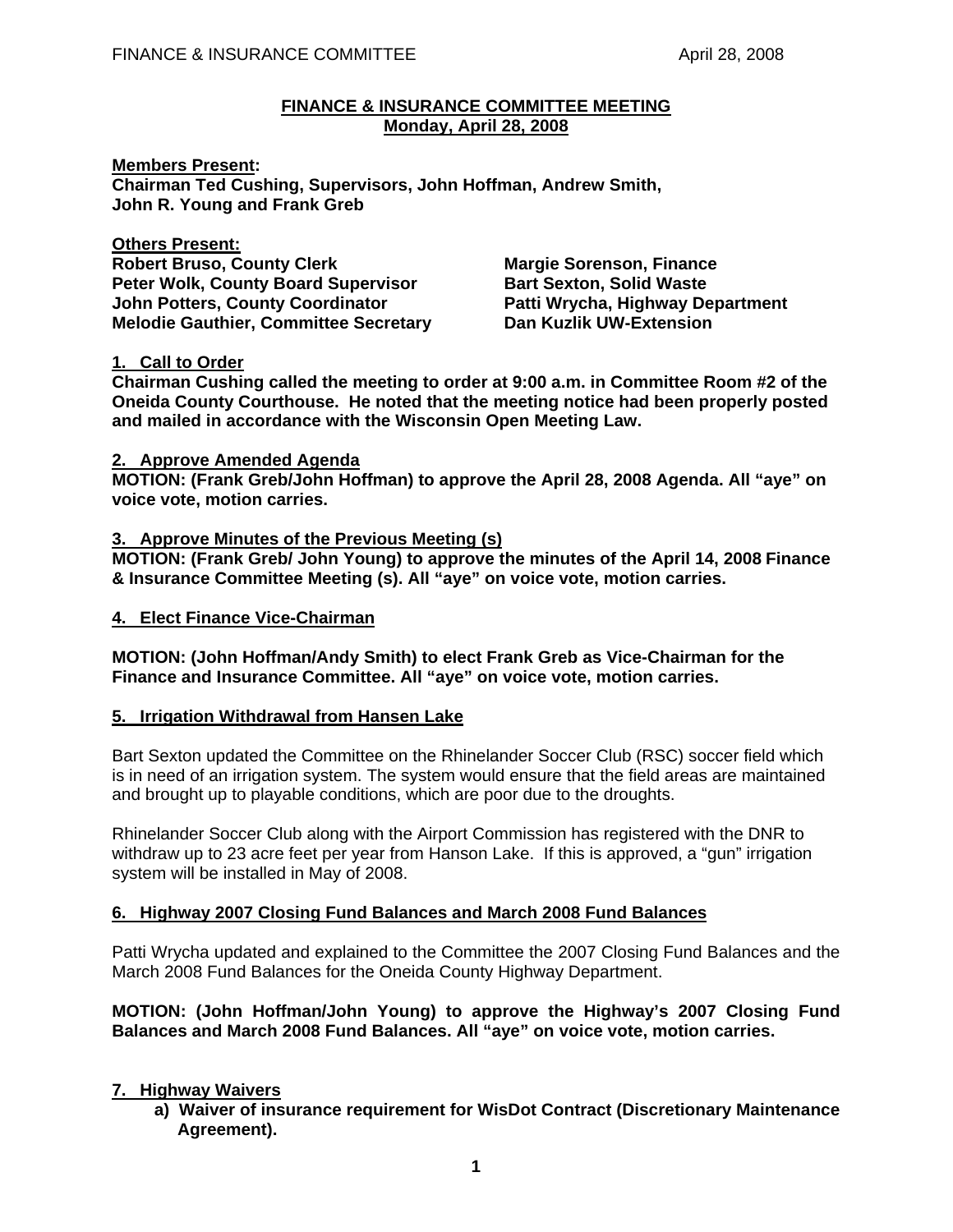**FINANCE & INSURANCE COMMITTEE MEETING**
**Monday, April 28, 2008**

**Members Present:**
**Chairman Ted Cushing, Supervisors, John Hoffman, Andrew Smith, John R. Young and Frank Greb**

**Others Present:**
**Robert Bruso, County Clerk**
**Peter Wolk, County Board Supervisor**
**John Potters, County Coordinator**
**Melodie Gauthier, Committee Secretary**
**Margie Sorenson, Finance**
**Bart Sexton, Solid Waste**
**Patti Wrycha, Highway Department**
**Dan Kuzlik UW-Extension**

**1. Call to Order**
**Chairman Cushing called the meeting to order at 9:00 a.m. in Committee Room #2 of the Oneida County Courthouse. He noted that the meeting notice had been properly posted and mailed in accordance with the Wisconsin Open Meeting Law.**

**2. Approve Amended Agenda**
**MOTION: (Frank Greb/John Hoffman) to approve the April 28, 2008 Agenda. All "aye" on voice vote, motion carries.**

**3. Approve Minutes of the Previous Meeting (s)**
**MOTION: (Frank Greb/ John Young) to approve the minutes of the April 14, 2008 Finance & Insurance Committee Meeting (s). All "aye" on voice vote, motion carries.**

**4. Elect Finance Vice-Chairman**

**MOTION: (John Hoffman/Andy Smith) to elect Frank Greb as Vice-Chairman for the Finance and Insurance Committee. All "aye" on voice vote, motion carries.**

**5. Irrigation Withdrawal from Hansen Lake**

Bart Sexton updated the Committee on the Rhinelander Soccer Club (RSC) soccer field which is in need of an irrigation system. The system would ensure that the field areas are maintained and brought up to playable conditions, which are poor due to the droughts.

Rhinelander Soccer Club along with the Airport Commission has registered with the DNR to withdraw up to 23 acre feet per year from Hanson Lake. If this is approved, a "gun" irrigation system will be installed in May of 2008.

**6. Highway 2007 Closing Fund Balances and March 2008 Fund Balances**

Patti Wrycha updated and explained to the Committee the 2007 Closing Fund Balances and the March 2008 Fund Balances for the Oneida County Highway Department.

**MOTION: (John Hoffman/John Young) to approve the Highway's 2007 Closing Fund Balances and March 2008 Fund Balances. All "aye" on voice vote, motion carries.**

**7. Highway Waivers**

**a) Waiver of insurance requirement for WisDot Contract (Discretionary Maintenance Agreement).**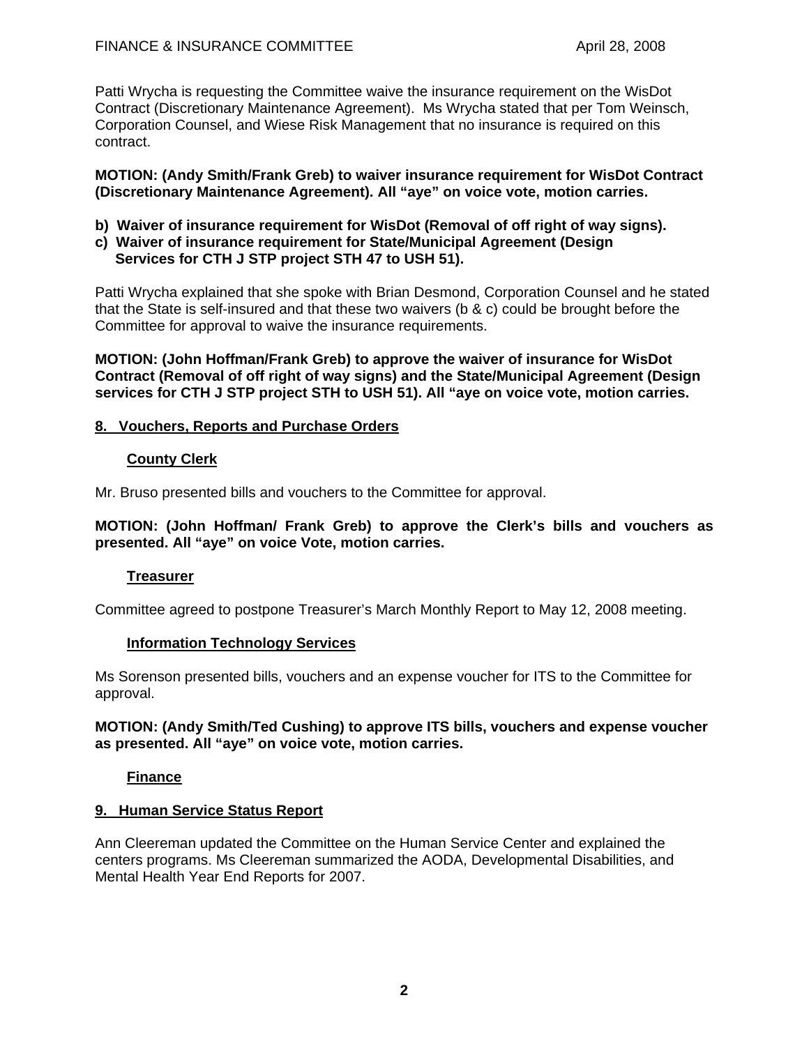Patti Wrycha is requesting the Committee waive the insurance requirement on the WisDot Contract (Discretionary Maintenance Agreement). Ms Wrycha stated that per Tom Weinsch, Corporation Counsel, and Wiese Risk Management that no insurance is required on this contract.

**MOTION: (Andy Smith/Frank Greb) to waiver insurance requirement for WisDot Contract (Discretionary Maintenance Agreement). All "aye" on voice vote, motion carries.**

**b) Waiver of insurance requirement for WisDot (Removal of off right of way signs).**
**c) Waiver of insurance requirement for State/Municipal Agreement (Design Services for CTH J STP project STH 47 to USH 51).**

Patti Wrycha explained that she spoke with Brian Desmond, Corporation Counsel and he stated that the State is self-insured and that these two waivers (b & c) could be brought before the Committee for approval to waive the insurance requirements.

**MOTION: (John Hoffman/Frank Greb) to approve the waiver of insurance for WisDot Contract (Removal of off right of way signs) and the State/Municipal Agreement (Design services for CTH J STP project STH to USH 51). All "aye on voice vote, motion carries.**

## 8. Vouchers, Reports and Purchase Orders

### County Clerk

Mr. Bruso presented bills and vouchers to the Committee for approval.

**MOTION: (John Hoffman/ Frank Greb) to approve the Clerk's bills and vouchers as presented. All "aye" on voice Vote, motion carries.**

### Treasurer

Committee agreed to postpone Treasurer's March Monthly Report to May 12, 2008 meeting.

### Information Technology Services

Ms Sorenson presented bills, vouchers and an expense voucher for ITS to the Committee for approval.

**MOTION: (Andy Smith/Ted Cushing) to approve ITS bills, vouchers and expense voucher as presented. All "aye" on voice vote, motion carries.**

### Finance

## 9. Human Service Status Report

Ann Cleereman updated the Committee on the Human Service Center and explained the centers programs. Ms Cleereman summarized the AODA, Developmental Disabilities, and Mental Health Year End Reports for 2007.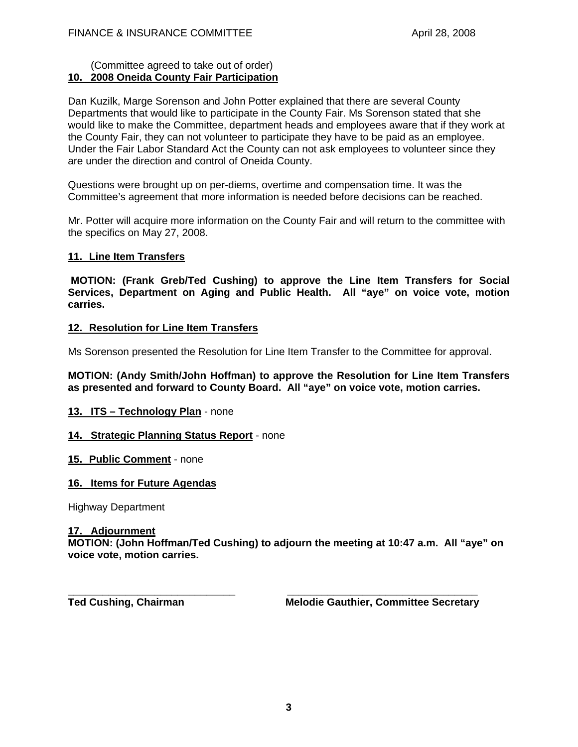(Committee agreed to take out of order)

**10. 2008 Oneida County Fair Participation**

Dan Kuzilk, Marge Sorenson and John Potter explained that there are several County Departments that would like to participate in the County Fair. Ms Sorenson stated that she would like to make the Committee, department heads and employees aware that if they work at the County Fair, they can not volunteer to participate they have to be paid as an employee. Under the Fair Labor Standard Act the County can not ask employees to volunteer since they are under the direction and control of Oneida County.

Questions were brought up on per-diems, overtime and compensation time. It was the Committee's agreement that more information is needed before decisions can be reached.

Mr. Potter will acquire more information on the County Fair and will return to the committee with the specifics on May 27, 2008.

**11. Line Item Transfers**

**MOTION: (Frank Greb/Ted Cushing) to approve the Line Item Transfers for Social Services, Department on Aging and Public Health. All "aye" on voice vote, motion carries.**

**12. Resolution for Line Item Transfers**

Ms Sorenson presented the Resolution for Line Item Transfer to the Committee for approval.

**MOTION: (Andy Smith/John Hoffman) to approve the Resolution for Line Item Transfers as presented and forward to County Board. All "aye" on voice vote, motion carries.**

**13. ITS – Technology Plan** - none

**14. Strategic Planning Status Report** - none

**15. Public Comment** - none

**16. Items for Future Agendas**

Highway Department

**17. Adjournment**

**MOTION: (John Hoffman/Ted Cushing) to adjourn the meeting at 10:47 a.m. All "aye" on voice vote, motion carries.**

______________________________ ______________________________

**Ted Cushing, Chairman** **Melodie Gauthier, Committee Secretary**